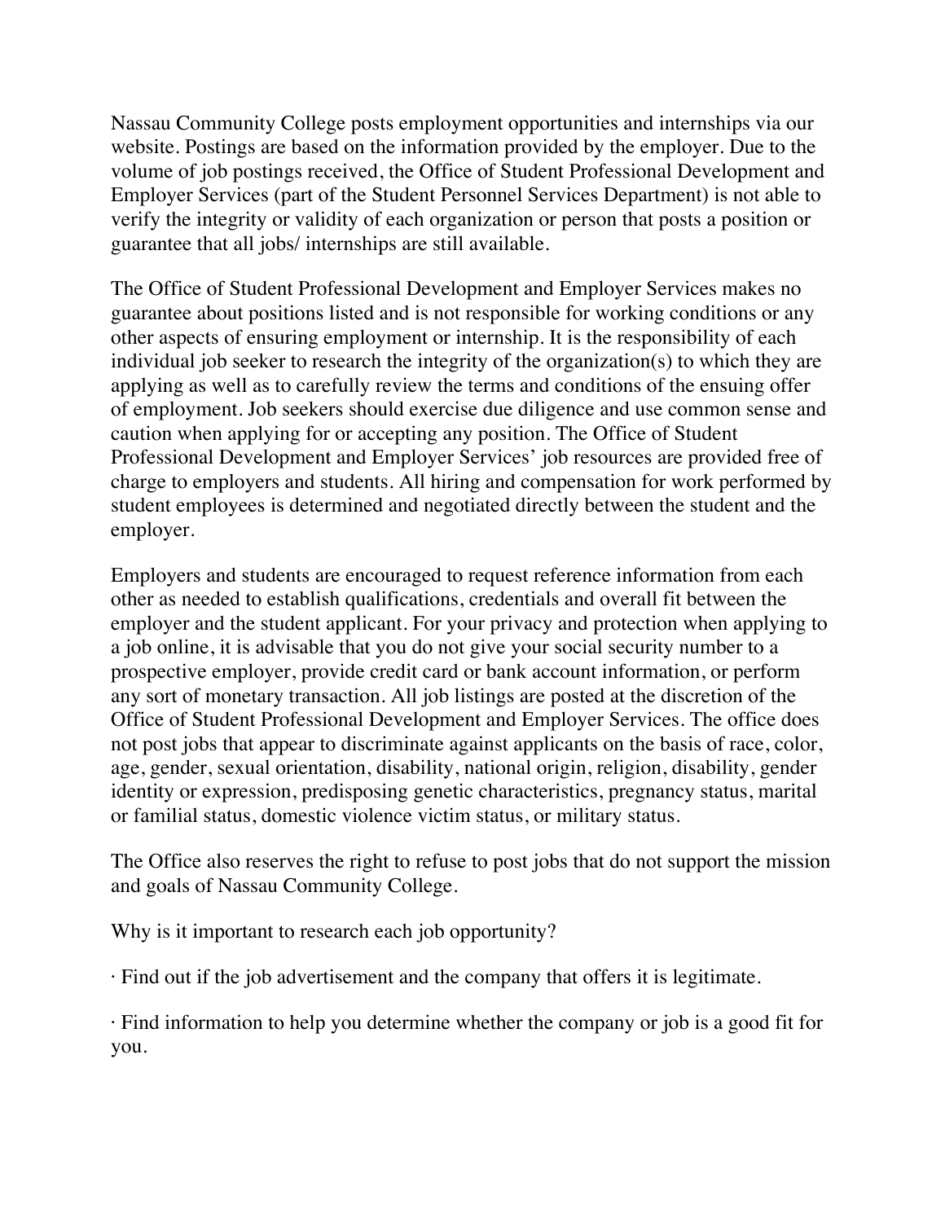Nassau Community College posts employment opportunities and internships via our website. Postings are based on the information provided by the employer. Due to the volume of job postings received, the Office of Student Professional Development and Employer Services (part of the Student Personnel Services Department) is not able to verify the integrity or validity of each organization or person that posts a position or guarantee that all jobs/ internships are still available.

The Office of Student Professional Development and Employer Services makes no guarantee about positions listed and is not responsible for working conditions or any other aspects of ensuring employment or internship. It is the responsibility of each individual job seeker to research the integrity of the organization(s) to which they are applying as well as to carefully review the terms and conditions of the ensuing offer of employment. Job seekers should exercise due diligence and use common sense and caution when applying for or accepting any position. The Office of Student Professional Development and Employer Services' job resources are provided free of charge to employers and students. All hiring and compensation for work performed by student employees is determined and negotiated directly between the student and the employer.

Employers and students are encouraged to request reference information from each other as needed to establish qualifications, credentials and overall fit between the employer and the student applicant. For your privacy and protection when applying to a job online, it is advisable that you do not give your social security number to a prospective employer, provide credit card or bank account information, or perform any sort of monetary transaction. All job listings are posted at the discretion of the Office of Student Professional Development and Employer Services. The office does not post jobs that appear to discriminate against applicants on the basis of race, color, age, gender, sexual orientation, disability, national origin, religion, disability, gender identity or expression, predisposing genetic characteristics, pregnancy status, marital or familial status, domestic violence victim status, or military status.

The Office also reserves the right to refuse to post jobs that do not support the mission and goals of Nassau Community College.

Why is it important to research each job opportunity?

- Find out if the job advertisement and the company that offers it is legitimate.
- Find information to help you determine whether the company or job is a good fit for you.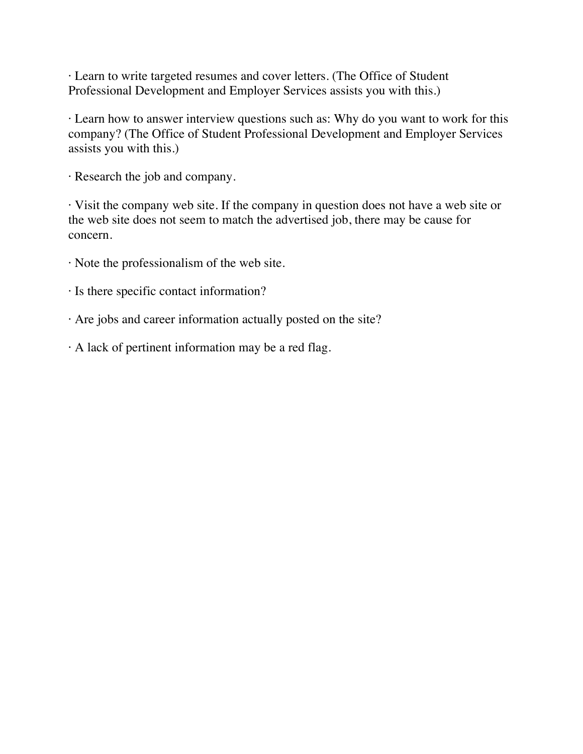- Learn to write targeted resumes and cover letters. (The Office of Student Professional Development and Employer Services assists you with this.)

- Learn how to answer interview questions such as: Why do you want to work for this company? (The Office of Student Professional Development and Employer Services assists you with this.)

- Research the job and company.

- Visit the company web site. If the company in question does not have a web site or the web site does not seem to match the advertised job, there may be cause for concern.

- Note the professionalism of the web site.

- Is there specific contact information?

- Are jobs and career information actually posted on the site?

- A lack of pertinent information may be a red flag.